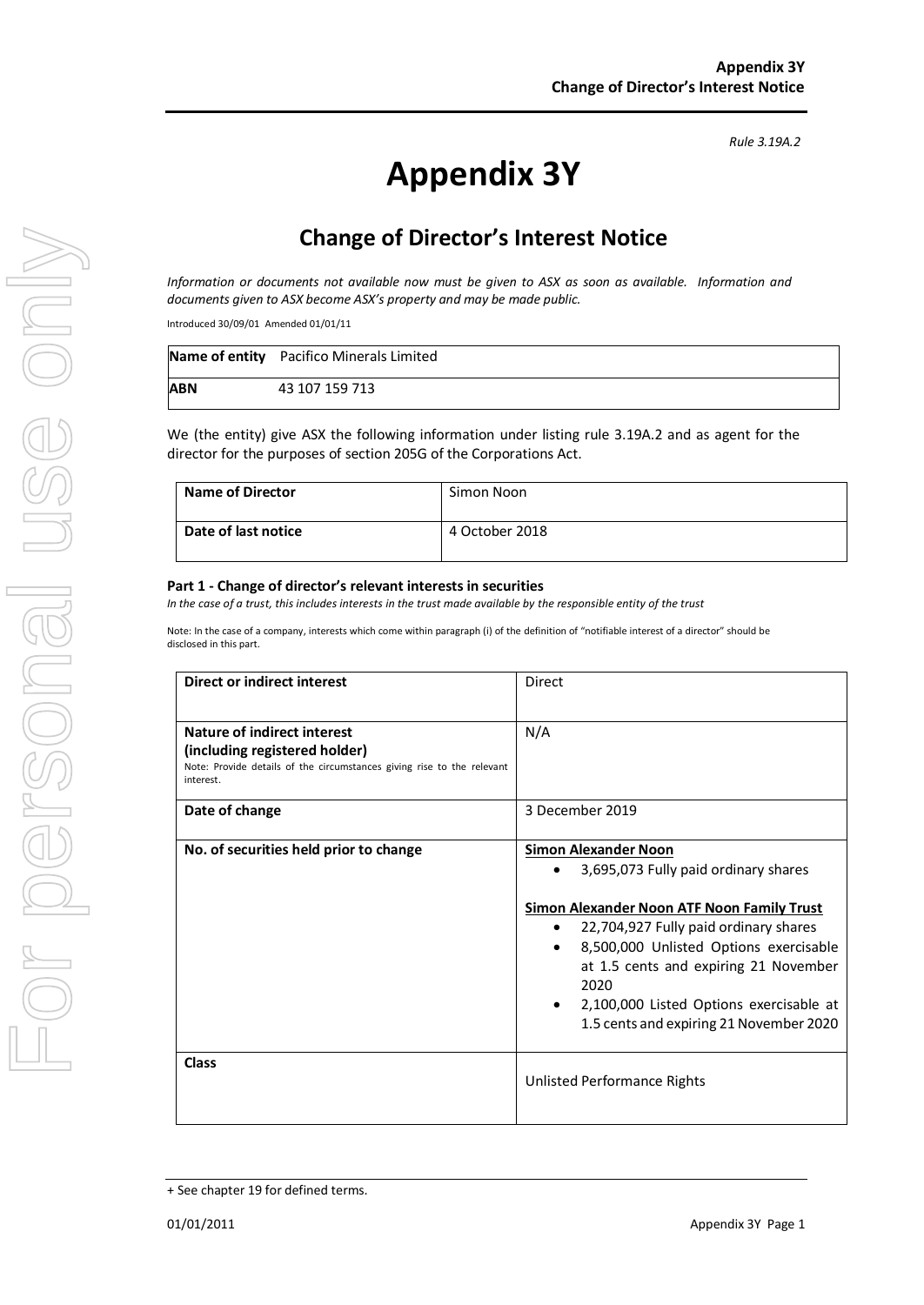*Rule 3.19A.2*

# Appendix 3Y

## Change of Director's Interest Notice

*Information or documents not available now must be given to ASX as soon as available. Information and documents given to ASX become ASX's property and may be made public.*

Introduced 30/09/01 Amended 01/01/11

| **Name of entity** | Pacifico Minerals Limited |
|---|---|
| **ABN** | 43 107 159 713 |

We (the entity) give ASX the following information under listing rule 3.19A.2 and as agent for the director for the purposes of section 205G of the Corporations Act.

| **Name of Director** | Simon Noon |
|---|---|
| **Date of last notice** | 4 October 2018 |

#### Part 1 - Change of director's relevant interests in securities

*In the case of a trust, this includes interests in the trust made available by the responsible entity of the trust*

Note: In the case of a company, interests which come within paragraph (i) of the definition of "notifiable interest of a director" should be disclosed in this part.

| **Direct or indirect interest** | Direct |
|---|---|
| **Nature of indirect interest (including registered holder)**<br>Note: Provide details of the circumstances giving rise to the relevant interest. | N/A |
| **Date of change** | 3 December 2019 |
| **No. of securities held prior to change** | **Simon Alexander Noon**<br>• 3,695,073 Fully paid ordinary shares<br><br>**Simon Alexander Noon ATF Noon Family Trust**<br>• 22,704,927 Fully paid ordinary shares<br>• 8,500,000 Unlisted Options exercisable at 1.5 cents and expiring 21 November 2020<br>• 2,100,000 Listed Options exercisable at 1.5 cents and expiring 21 November 2020 |
| **Class** | Unlisted Performance Rights |

+ See chapter 19 for defined terms.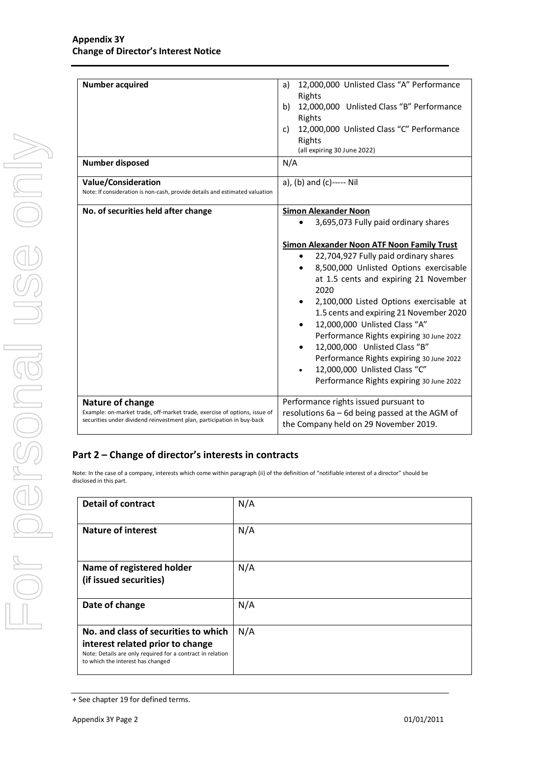| | |
|---|---|
| **Number acquired** | a) 12,000,000 Unlisted Class "A" Performance Rights<br>b) 12,000,000 Unlisted Class "B" Performance Rights<br>c) 12,000,000 Unlisted Class "C" Performance Rights<br>(all expiring 30 June 2022) |
| **Number disposed** | N/A |
| **Value/Consideration**<br>Note: If consideration is non-cash, provide details and estimated valuation | a), (b) and (c)----- Nil |
| **No. of securities held after change** | **Simon Alexander Noon**<br>• 3,695,073 Fully paid ordinary shares<br><br>**Simon Alexander Noon ATF Noon Family Trust**<br>• 22,704,927 Fully paid ordinary shares<br>• 8,500,000 Unlisted Options exercisable at 1.5 cents and expiring 21 November 2020<br>• 2,100,000 Listed Options exercisable at 1.5 cents and expiring 21 November 2020<br>• 12,000,000 Unlisted Class "A" Performance Rights expiring 30 June 2022<br>• 12,000,000 Unlisted Class "B" Performance Rights expiring 30 June 2022<br>• 12,000,000 Unlisted Class "C" Performance Rights expiring 30 June 2022 |
| **Nature of change**<br>Example: on-market trade, off-market trade, exercise of options, issue of securities under dividend reinvestment plan, participation in buy-back | Performance rights issued pursuant to resolutions 6a – 6d being passed at the AGM of the Company held on 29 November 2019. |

## Part 2 – Change of director's interests in contracts

Note: In the case of a company, interests which come within paragraph (ii) of the definition of "notifiable interest of a director" should be disclosed in this part.

| | |
|---|---|
| **Detail of contract** | N/A |
| **Nature of interest** | N/A |
| **Name of registered holder (if issued securities)** | N/A |
| **Date of change** | N/A |
| **No. and class of securities to which interest related prior to change**<br>Note: Details are only required for a contract in relation to which the interest has changed | N/A |

+ See chapter 19 for defined terms.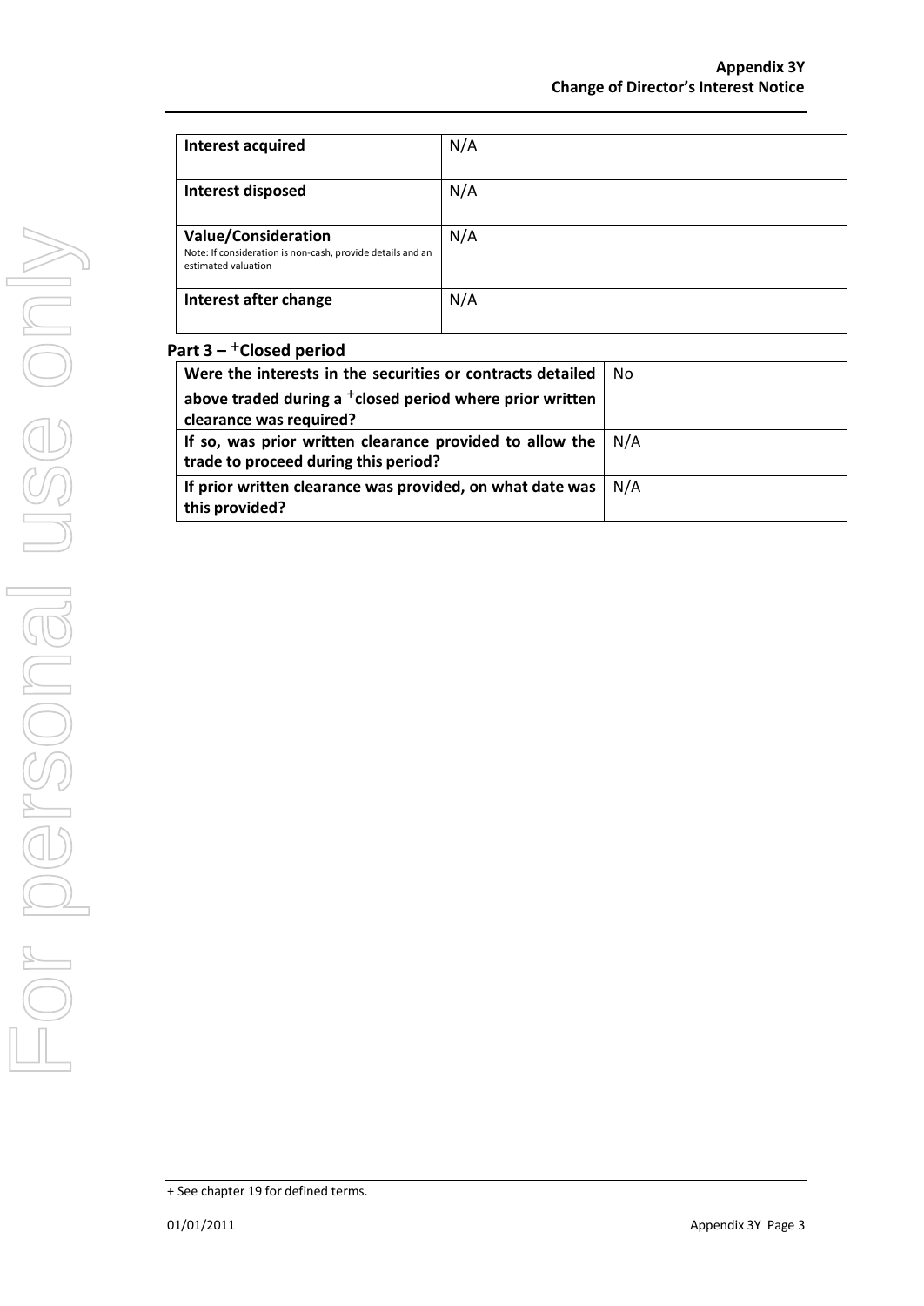| | |
|---|---|
| **Interest acquired** | N/A |
| **Interest disposed** | N/A |
| **Value/Consideration**<br>Note: If consideration is non-cash, provide details and an estimated valuation | N/A |
| **Interest after change** | N/A |

## Part 3 – +Closed period

| | |
|---|---|
| **Were the interests in the securities or contracts detailed above traded during a +closed period where prior written clearance was required?** | No |
| **If so, was prior written clearance provided to allow the trade to proceed during this period?** | N/A |
| **If prior written clearance was provided, on what date was this provided?** | N/A |

+ See chapter 19 for defined terms.